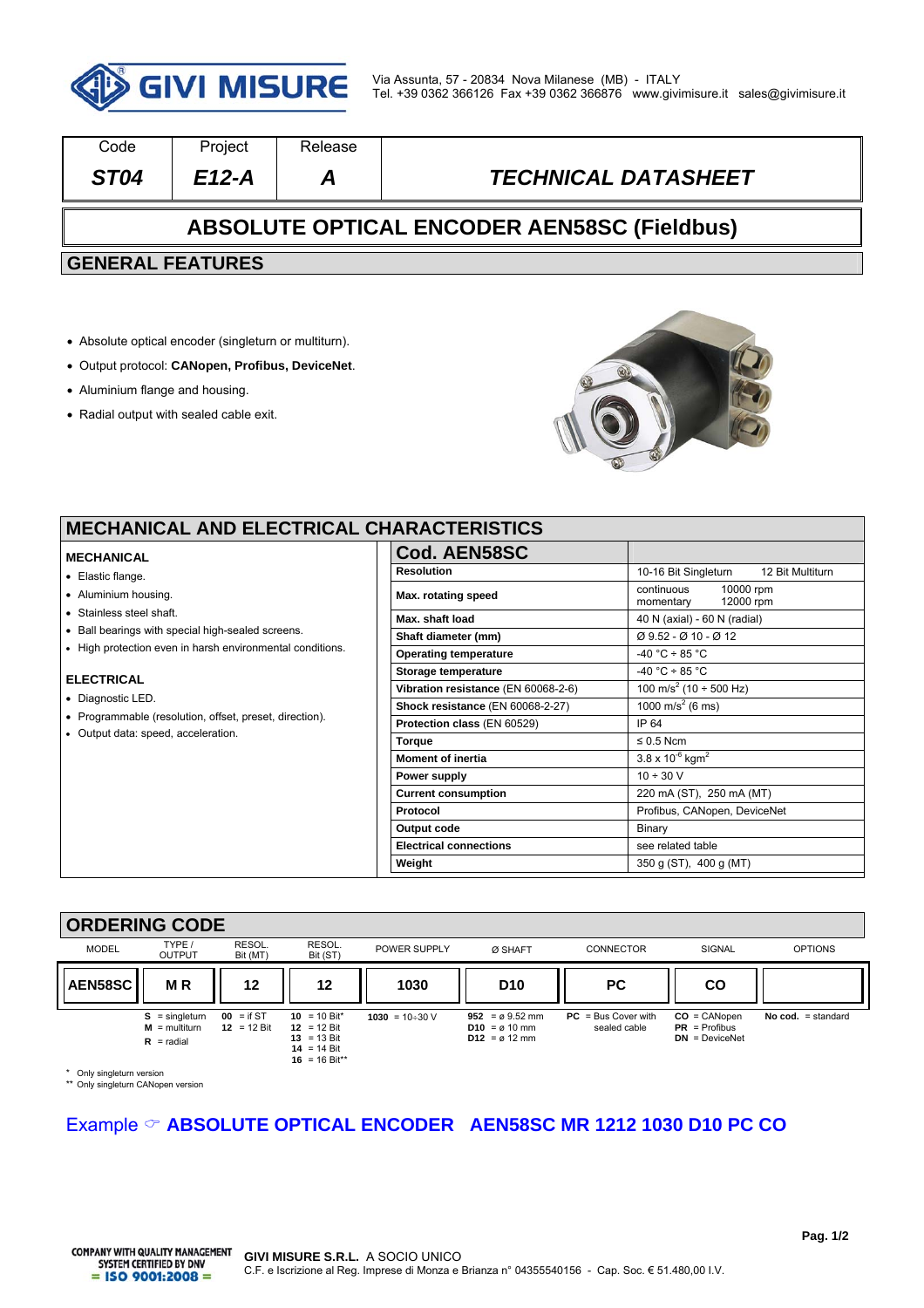GIVI MISURE

Via Assunta, 57 - 20834 Nova Milanese (MB) - ITALY
Tel. +39 0362 366126 Fax +39 0362 366876 www.givimisure.it sales@givimisure.it

| Code | Project | Release | |
|---|---|---|---|
| *ST04* | *E12-A* | *A* | *TECHNICAL DATASHEET* |

# ABSOLUTE OPTICAL ENCODER AEN58SC (Fieldbus)

## GENERAL FEATURES

- Absolute optical encoder (singleturn or multiturn).
- Output protocol: **CANopen, Profibus, DeviceNet**.
- Aluminium flange and housing.
- Radial output with sealed cable exit.

## MECHANICAL AND ELECTRICAL CHARACTERISTICS

### MECHANICAL

- Elastic flange.
- Aluminium housing.
- Stainless steel shaft.
- Ball bearings with special high-sealed screens.
- High protection even in harsh environmental conditions.

### ELECTRICAL

- Diagnostic LED.
- Programmable (resolution, offset, preset, direction).
- Output data: speed, acceleration.

| Cod. AEN58SC | |
|---|---|
| **Resolution** | 10-16 Bit Singleturn 12 Bit Multiturn |
| **Max. rotating speed** | continuous 10000 rpm<br>momentary 12000 rpm |
| **Max. shaft load** | 40 N (axial) - 60 N (radial) |
| **Shaft diameter (mm)** | Ø 9.52 - Ø 10 - Ø 12 |
| **Operating temperature** | -40 °C ÷ 85 °C |
| **Storage temperature** | -40 °C ÷ 85 °C |
| **Vibration resistance** (EN 60068-2-6) | 100 $m/s^2$ (10 ÷ 500 Hz) |
| **Shock resistance** (EN 60068-2-27) | 1000 $m/s^2$ (6 ms) |
| **Protection class** (EN 60529) | IP 64 |
| **Torque** | ≤ 0.5 Ncm |
| **Moment of inertia** | $3.8 \times 10^{-6}$ $kgm^2$ |
| **Power supply** | 10 ÷ 30 V |
| **Current consumption** | 220 mA (ST), 250 mA (MT) |
| **Protocol** | Profibus, CANopen, DeviceNet |
| **Output code** | Binary |
| **Electrical connections** | see related table |
| **Weight** | 350 g (ST), 400 g (MT) |

## ORDERING CODE

| MODEL | TYPE / OUTPUT | RESOL. Bit (MT) | RESOL. Bit (ST) | POWER SUPPLY | Ø SHAFT | CONNECTOR | SIGNAL | OPTIONS |
|---|---|---|---|---|---|---|---|---|
| **AEN58SC** | **M R** | **12** | **12** | **1030** | **D10** | **PC** | **CO** | |
| | **S** = singleturn<br>**M** = multiturn<br>**R** = radial | **00** = if ST<br>**12** = 12 Bit | **10** = 10 Bit*<br>**12** = 12 Bit<br>**13** = 13 Bit<br>**14** = 14 Bit<br>**16** = 16 Bit** | **1030** = 10÷30 V | **952** = ø 9.52 mm<br>**D10** = ø 10 mm<br>**D12** = ø 12 mm | **PC** = Bus Cover with sealed cable | **CO** = CANopen<br>**PR** = Profibus<br>**DN** = DeviceNet | **No cod.** = standard |

\* Only singleturn version
** Only singleturn CANopen version

Example ☞ **ABSOLUTE OPTICAL ENCODER AEN58SC MR 1212 1030 D10 PC CO**

COMPANY WITH QUALITY MANAGEMENT SYSTEM CERTIFIED BY DNV = ISO 9001:2008 =

**GIVI MISURE S.R.L.** A SOCIO UNICO
C.F. e Iscrizione al Reg. Imprese di Monza e Brianza n° 04355540156 - Cap. Soc. € 51.480,00 I.V.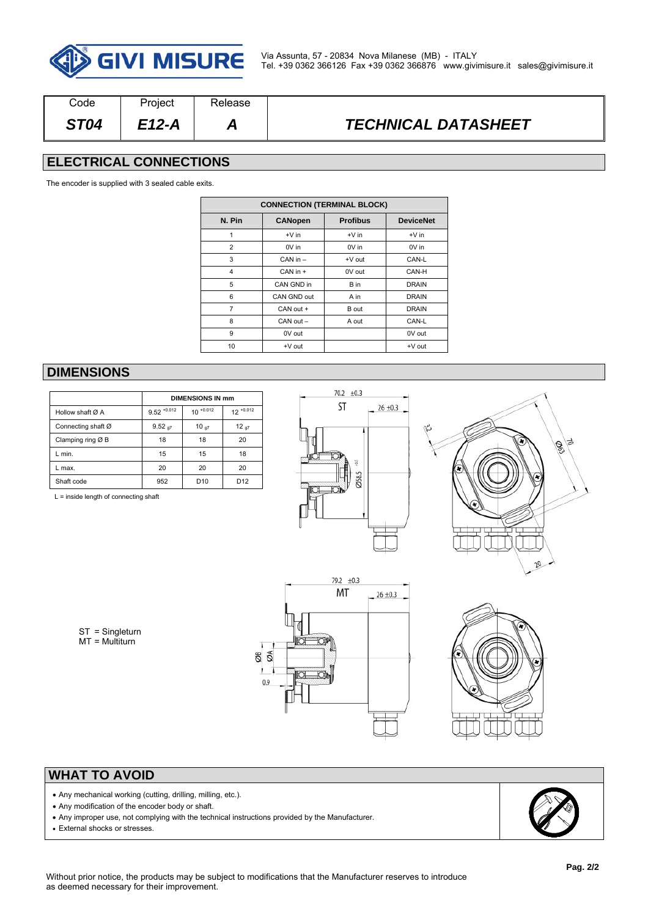Via Assunta, 57 - 20834 Nova Milanese (MB) - ITALY
Tel. +39 0362 366126 Fax +39 0362 366876 www.givimisure.it sales@givimisure.it

| Code | Project | Release | |
|---|---|---|---|
| *ST04* | *E12-A* | *A* | ***TECHNICAL DATASHEET*** |

## ELECTRICAL CONNECTIONS

The encoder is supplied with 3 sealed cable exits.

| CONNECTION (TERMINAL BLOCK) | | | |
|---|---|---|---|
| **N. Pin** | **CANopen** | **Profibus** | **DeviceNet** |
| 1 | +V in | +V in | +V in |
| 2 | 0V in | 0V in | 0V in |
| 3 | CAN in – | +V out | CAN-L |
| 4 | CAN in + | 0V out | CAN-H |
| 5 | CAN GND in | B in | DRAIN |
| 6 | CAN GND out | A in | DRAIN |
| 7 | CAN out + | B out | DRAIN |
| 8 | CAN out – | A out | CAN-L |
| 9 | 0V out | | 0V out |
| 10 | +V out | | +V out |

## DIMENSIONS

| | DIMENSIONS IN mm | | |
|---|---|---|---|
| Hollow shaft Ø A | $9.52^{+0.012}$ | $10^{+0.012}$ | $12^{+0.012}$ |
| Connecting shaft Ø | $9.52_{g7}$ | $10_{g7}$ | $12_{g7}$ |
| Clamping ring Ø B | 18 | 18 | 20 |
| L min. | 15 | 15 | 18 |
| L max. | 20 | 20 | 20 |
| Shaft code | 952 | D10 | D12 |

L = inside length of connecting shaft

ST = Singleturn
MT = Multiturn

70.2 ±0.3
ST
26 ±0.3
Ø58.5
3.2
Ø63
70
20

79.2 ±0.3
MT
26 ±0.3
ØB
ØA
0.9

## WHAT TO AVOID

- Any mechanical working (cutting, drilling, milling, etc.).
- Any modification of the encoder body or shaft.
- Any improper use, not complying with the technical instructions provided by the Manufacturer.
- External shocks or stresses.

Without prior notice, the products may be subject to modifications that the Manufacturer reserves to introduce as deemed necessary for their improvement.